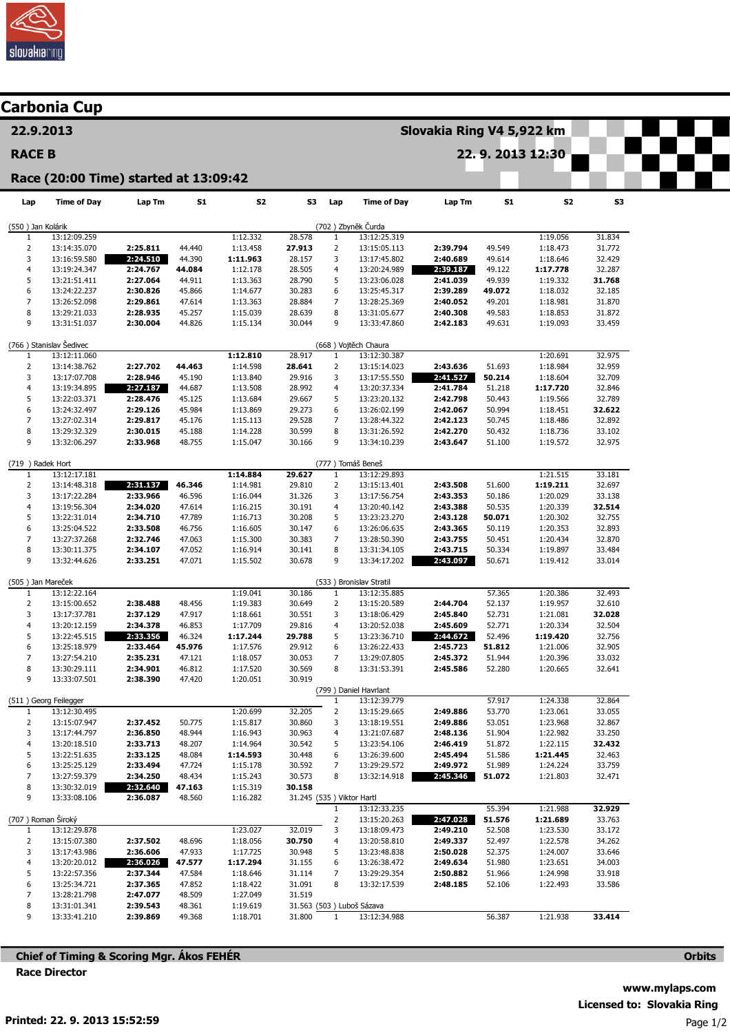# Carbonia Cup

**22.9.2013** — **Slovakia Ring V4 5,922 km**

**RACE B** — **22. 9. 2013 12:30**

**Race (20:00 Time) started at 13:09:42**

### (550) Jan Kolárik

| Lap | Time of Day | Lap Tm | S1 | S2 | S3 |
|---|---|---|---|---|---|
| 1 | 13:12:09.259 | | | 1:12.332 | 28.578 |
| 2 | 13:14:35.070 | 2:25.811 | 44.440 | 1:13.458 | 27.913 |
| 3 | 13:16:59.580 | 2:24.510 | 44.390 | 1:11.963 | 28.157 |
| 4 | 13:19:24.347 | 2:24.767 | 44.084 | 1:12.178 | 28.505 |
| 5 | 13:21:51.411 | 2:27.064 | 44.911 | 1:13.363 | 28.790 |
| 6 | 13:24:22.237 | 2:30.826 | 45.866 | 1:14.677 | 30.283 |
| 7 | 13:26:52.098 | 2:29.861 | 47.614 | 1:13.363 | 28.884 |
| 8 | 13:29:21.033 | 2:28.935 | 45.257 | 1:15.039 | 28.639 |
| 9 | 13:31:51.037 | 2:30.004 | 44.826 | 1:15.134 | 30.044 |

### (766) Stanislav Šedivec

| Lap | Time of Day | Lap Tm | S1 | S2 | S3 |
|---|---|---|---|---|---|
| 1 | 13:12:11.060 | | | 1:12.810 | 28.917 |
| 2 | 13:14:38.762 | 2:27.702 | 44.463 | 1:14.598 | 28.641 |
| 3 | 13:17:07.708 | 2:28.946 | 45.190 | 1:13.840 | 29.916 |
| 4 | 13:19:34.895 | 2:27.187 | 44.687 | 1:13.508 | 28.992 |
| 5 | 13:22:03.371 | 2:28.476 | 45.125 | 1:13.684 | 29.667 |
| 6 | 13:24:32.497 | 2:29.126 | 45.984 | 1:13.869 | 29.273 |
| 7 | 13:27:02.314 | 2:29.817 | 45.176 | 1:15.113 | 29.528 |
| 8 | 13:29:32.329 | 2:30.015 | 45.188 | 1:14.228 | 30.599 |
| 9 | 13:32:06.297 | 2:33.968 | 48.755 | 1:15.047 | 30.166 |

### (719) Radek Hort

| Lap | Time of Day | Lap Tm | S1 | S2 | S3 |
|---|---|---|---|---|---|
| 1 | 13:12:17.181 | | | 1:14.884 | 29.627 |
| 2 | 13:14:48.318 | 2:31.137 | 46.346 | 1:14.981 | 29.810 |
| 3 | 13:17:22.284 | 2:33.966 | 46.596 | 1:16.044 | 31.326 |
| 4 | 13:19:56.304 | 2:34.020 | 47.614 | 1:16.215 | 30.191 |
| 5 | 13:22:31.014 | 2:34.710 | 47.789 | 1:16.713 | 30.208 |
| 6 | 13:25:04.522 | 2:33.508 | 46.756 | 1:16.605 | 30.147 |
| 7 | 13:27:37.268 | 2:32.746 | 47.063 | 1:15.300 | 30.383 |
| 8 | 13:30:11.375 | 2:34.107 | 47.052 | 1:16.914 | 30.141 |
| 9 | 13:32:44.626 | 2:33.251 | 47.071 | 1:15.502 | 30.678 |

### (505) Jan Mareček

| Lap | Time of Day | Lap Tm | S1 | S2 | S3 |
|---|---|---|---|---|---|
| 1 | 13:12:22.164 | | | 1:19.041 | 30.186 |
| 2 | 13:15:00.652 | 2:38.488 | 48.456 | 1:19.383 | 30.649 |
| 3 | 13:17:37.781 | 2:37.129 | 47.917 | 1:18.661 | 30.551 |
| 4 | 13:20:12.159 | 2:34.378 | 46.853 | 1:17.709 | 29.816 |
| 5 | 13:22:45.515 | 2:33.356 | 46.324 | 1:17.244 | 29.788 |
| 6 | 13:25:18.979 | 2:33.464 | 45.976 | 1:17.576 | 29.912 |
| 7 | 13:27:54.210 | 2:35.231 | 47.121 | 1:18.057 | 30.053 |
| 8 | 13:30:29.111 | 2:34.901 | 46.812 | 1:17.520 | 30.569 |
| 9 | 13:33:07.501 | 2:38.390 | 47.420 | 1:20.051 | 30.919 |

### (511) Georg Feilegger

| Lap | Time of Day | Lap Tm | S1 | S2 | S3 |
|---|---|---|---|---|---|
| 1 | 13:12:30.495 | | | 1:20.699 | 32.205 |
| 2 | 13:15:07.947 | 2:37.452 | 50.775 | 1:15.817 | 30.860 |
| 3 | 13:17:44.797 | 2:36.850 | 48.944 | 1:16.943 | 30.963 |
| 4 | 13:20:18.510 | 2:33.713 | 48.207 | 1:14.964 | 30.542 |
| 5 | 13:22:51.635 | 2:33.125 | 48.084 | 1:14.593 | 30.448 |
| 6 | 13:25:25.129 | 2:33.494 | 47.724 | 1:15.178 | 30.592 |
| 7 | 13:27:59.379 | 2:34.250 | 48.434 | 1:15.243 | 30.573 |
| 8 | 13:30:32.019 | 2:32.640 | 47.163 | 1:15.319 | 30.158 |
| 9 | 13:33:08.106 | 2:36.087 | 48.560 | 1:16.282 | 31.245 |

### (707) Roman Široký

| Lap | Time of Day | Lap Tm | S1 | S2 | S3 |
|---|---|---|---|---|---|
| 1 | 13:12:29.878 | | | 1:23.027 | 32.019 |
| 2 | 13:15:07.380 | 2:37.502 | 48.696 | 1:18.056 | 30.750 |
| 3 | 13:17:43.986 | 2:36.606 | 47.933 | 1:17.725 | 30.948 |
| 4 | 13:20:20.012 | 2:36.026 | 47.577 | 1:17.294 | 31.155 |
| 5 | 13:22:57.356 | 2:37.344 | 47.584 | 1:18.646 | 31.114 |
| 6 | 13:25:34.721 | 2:37.365 | 47.852 | 1:18.422 | 31.091 |
| 7 | 13:28:21.798 | 2:47.077 | 48.509 | 1:27.049 | 31.519 |
| 8 | 13:31:01.341 | 2:39.543 | 48.361 | 1:19.619 | 31.563 |
| 9 | 13:33:41.210 | 2:39.869 | 49.368 | 1:18.701 | 31.800 |

### (702) Zbyněk Čurda

| Lap | Time of Day | Lap Tm | S1 | S2 | S3 |
|---|---|---|---|---|---|
| 1 | 13:12:25.319 | | | 1:19.056 | 31.834 |
| 2 | 13:15:05.113 | 2:39.794 | 49.549 | 1:18.473 | 31.772 |
| 3 | 13:17:45.802 | 2:40.689 | 49.614 | 1:18.646 | 32.429 |
| 4 | 13:20:24.989 | 2:39.187 | 49.122 | 1:17.778 | 32.287 |
| 5 | 13:23:06.028 | 2:41.039 | 49.939 | 1:19.332 | 31.768 |
| 6 | 13:25:45.317 | 2:39.289 | 49.072 | 1:18.032 | 32.185 |
| 7 | 13:28:25.369 | 2:40.052 | 49.201 | 1:18.981 | 31.870 |
| 8 | 13:31:05.677 | 2:40.308 | 49.583 | 1:18.853 | 31.872 |
| 9 | 13:33:47.860 | 2:42.183 | 49.631 | 1:19.093 | 33.459 |

### (668) Vojtěch Chaura

| Lap | Time of Day | Lap Tm | S1 | S2 | S3 |
|---|---|---|---|---|---|
| 1 | 13:12:30.387 | | | 1:20.691 | 32.975 |
| 2 | 13:15:14.023 | 2:43.636 | 51.693 | 1:18.984 | 32.959 |
| 3 | 13:17:55.550 | 2:41.527 | 50.214 | 1:18.604 | 32.709 |
| 4 | 13:20:37.334 | 2:41.784 | 51.218 | 1:17.720 | 32.846 |
| 5 | 13:23:20.132 | 2:42.798 | 50.443 | 1:19.566 | 32.789 |
| 6 | 13:26:02.199 | 2:42.067 | 50.994 | 1:18.451 | 32.622 |
| 7 | 13:28:44.322 | 2:42.123 | 50.745 | 1:18.486 | 32.892 |
| 8 | 13:31:26.592 | 2:42.270 | 50.432 | 1:18.736 | 33.102 |
| 9 | 13:34:10.239 | 2:43.647 | 51.100 | 1:19.572 | 32.975 |

### (777) Tomáš Beneš

| Lap | Time of Day | Lap Tm | S1 | S2 | S3 |
|---|---|---|---|---|---|
| 1 | 13:12:29.893 | | | 1:21.515 | 33.181 |
| 2 | 13:15:13.401 | 2:43.508 | 51.600 | 1:19.211 | 32.697 |
| 3 | 13:17:56.754 | 2:43.353 | 50.186 | 1:20.029 | 33.138 |
| 4 | 13:20:40.142 | 2:43.388 | 50.535 | 1:20.339 | 32.514 |
| 5 | 13:23:23.270 | 2:43.128 | 50.071 | 1:20.302 | 32.755 |
| 6 | 13:26:06.635 | 2:43.365 | 50.119 | 1:20.353 | 32.893 |
| 7 | 13:28:50.390 | 2:43.755 | 50.451 | 1:20.434 | 32.870 |
| 8 | 13:31:34.105 | 2:43.715 | 50.334 | 1:19.897 | 33.484 |
| 9 | 13:34:17.202 | 2:43.097 | 50.671 | 1:19.412 | 33.014 |

### (533) Bronislav Stratil

| Lap | Time of Day | Lap Tm | S1 | S2 | S3 |
|---|---|---|---|---|---|
| 1 | 13:12:35.885 | | 57.365 | 1:20.386 | 32.493 |
| 2 | 13:15:20.589 | 2:44.704 | 52.137 | 1:19.957 | 32.610 |
| 3 | 13:18:06.429 | 2:45.840 | 52.731 | 1:21.081 | 32.028 |
| 4 | 13:20:52.038 | 2:45.609 | 52.771 | 1:20.334 | 32.504 |
| 5 | 13:23:36.710 | 2:44.672 | 52.496 | 1:19.420 | 32.756 |
| 6 | 13:26:22.433 | 2:45.723 | 51.812 | 1:21.006 | 32.905 |
| 7 | 13:29:07.805 | 2:45.372 | 51.944 | 1:20.396 | 33.032 |
| 8 | 13:31:53.391 | 2:45.586 | 52.280 | 1:20.665 | 32.641 |

### (799) Daniel Havrlant

| Lap | Time of Day | Lap Tm | S1 | S2 | S3 |
|---|---|---|---|---|---|
| 1 | 13:12:39.779 | | 57.917 | 1:24.338 | 32.864 |
| 2 | 13:15:29.665 | 2:49.886 | 53.770 | 1:23.061 | 33.055 |
| 3 | 13:18:19.551 | 2:49.886 | 53.051 | 1:23.968 | 32.867 |
| 4 | 13:21:07.687 | 2:48.136 | 51.904 | 1:22.982 | 33.250 |
| 5 | 13:23:54.106 | 2:46.419 | 51.872 | 1:22.115 | 32.432 |
| 6 | 13:26:39.600 | 2:45.494 | 51.586 | 1:21.445 | 32.463 |
| 7 | 13:29:29.572 | 2:49.972 | 51.989 | 1:24.224 | 33.759 |
| 8 | 13:32:14.918 | 2:45.346 | 51.072 | 1:21.803 | 32.471 |

### (535) Viktor Hartl

| Lap | Time of Day | Lap Tm | S1 | S2 | S3 |
|---|---|---|---|---|---|
| 1 | 13:12:33.235 | | 55.394 | 1:21.988 | 32.929 |
| 2 | 13:15:20.263 | 2:47.028 | 51.576 | 1:21.689 | 33.763 |
| 3 | 13:18:09.473 | 2:49.210 | 52.508 | 1:23.530 | 33.172 |
| 4 | 13:20:58.810 | 2:49.337 | 52.497 | 1:22.578 | 34.262 |
| 5 | 13:23:48.838 | 2:50.028 | 52.375 | 1:24.007 | 33.646 |
| 6 | 13:26:38.472 | 2:49.634 | 51.980 | 1:23.651 | 34.003 |
| 7 | 13:29:29.354 | 2:50.882 | 51.966 | 1:24.998 | 33.918 |
| 8 | 13:32:17.539 | 2:48.185 | 52.106 | 1:22.493 | 33.586 |

### (503) Luboš Sázava

| Lap | Time of Day | Lap Tm | S1 | S2 | S3 |
|---|---|---|---|---|---|
| 1 | 13:12:34.988 | | 56.387 | 1:21.938 | 33.414 |

**Chief of Timing & Scoring Mgr. Ákos FEHÉR** — **Orbits**

**Race Director**

**www.mylaps.com**

**Licensed to: Slovakia Ring**

**Printed: 22. 9. 2013 15:52:59**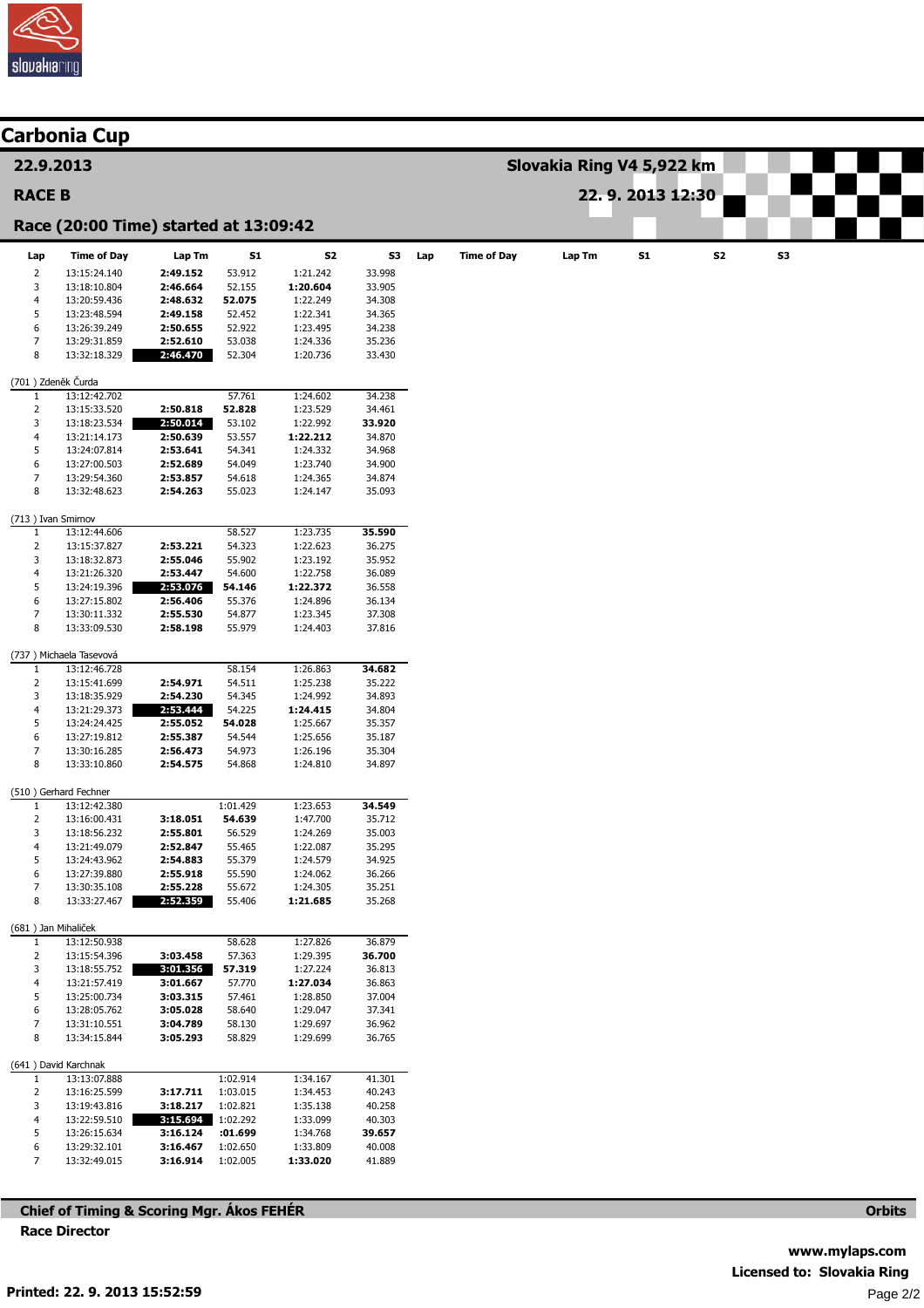# Carbonia Cup

**22.9.2013** — **Slovakia Ring V4 5,922 km**

**RACE B** — **22. 9. 2013 12:30**

**Race (20:00 Time) started at 13:09:42**

| Lap | Time of Day | Lap Tm | S1 | S2 | S3 |
|---|---|---|---|---|---|
| 2 | 13:15:24.140 | **2:49.152** | 53.912 | 1:21.242 | 33.998 |
| 3 | 13:18:10.804 | **2:46.664** | 52.155 | **1:20.604** | 33.905 |
| 4 | 13:20:59.436 | **2:48.632** | **52.075** | 1:22.249 | 34.308 |
| 5 | 13:23:48.594 | **2:49.158** | 52.452 | 1:22.341 | 34.365 |
| 6 | 13:26:39.249 | **2:50.655** | 52.922 | 1:23.495 | 34.238 |
| 7 | 13:29:31.859 | **2:52.610** | 53.038 | 1:24.336 | 35.236 |
| 8 | 13:32:18.329 | **2:46.470** | 52.304 | 1:20.736 | 33.430 |

(701 ) Zdeněk Čurda

| Lap | Time of Day | Lap Tm | S1 | S2 | S3 |
|---|---|---|---|---|---|
| 1 | 13:12:42.702 | | 57.761 | 1:24.602 | 34.238 |
| 2 | 13:15:33.520 | **2:50.818** | **52.828** | 1:23.529 | 34.461 |
| 3 | 13:18:23.534 | **2:50.014** | 53.102 | 1:22.992 | **33.920** |
| 4 | 13:21:14.173 | **2:50.639** | 53.557 | **1:22.212** | 34.870 |
| 5 | 13:24:07.814 | **2:53.641** | 54.341 | 1:24.332 | 34.968 |
| 6 | 13:27:00.503 | **2:52.689** | 54.049 | 1:23.740 | 34.900 |
| 7 | 13:29:54.360 | **2:53.857** | 54.618 | 1:24.365 | 34.874 |
| 8 | 13:32:48.623 | **2:54.263** | 55.023 | 1:24.147 | 35.093 |

(713 ) Ivan Smirnov

| Lap | Time of Day | Lap Tm | S1 | S2 | S3 |
|---|---|---|---|---|---|
| 1 | 13:12:44.606 | | 58.527 | 1:23.735 | **35.590** |
| 2 | 13:15:37.827 | **2:53.221** | 54.323 | 1:22.623 | 36.275 |
| 3 | 13:18:32.873 | **2:55.046** | 55.902 | 1:23.192 | 35.952 |
| 4 | 13:21:26.320 | **2:53.447** | 54.600 | 1:22.758 | 36.089 |
| 5 | 13:24:19.396 | **2:53.076** | **54.146** | **1:22.372** | 36.558 |
| 6 | 13:27:15.802 | **2:56.406** | 55.376 | 1:24.896 | 36.134 |
| 7 | 13:30:11.332 | **2:55.530** | 54.877 | 1:23.345 | 37.308 |
| 8 | 13:33:09.530 | **2:58.198** | 55.979 | 1:24.403 | 37.816 |

(737 ) Michaela Tasevová

| Lap | Time of Day | Lap Tm | S1 | S2 | S3 |
|---|---|---|---|---|---|
| 1 | 13:12:46.728 | | 58.154 | 1:26.863 | **34.682** |
| 2 | 13:15:41.699 | **2:54.971** | 54.511 | 1:25.238 | 35.222 |
| 3 | 13:18:35.929 | **2:54.230** | 54.345 | 1:24.992 | 34.893 |
| 4 | 13:21:29.373 | **2:53.444** | 54.225 | **1:24.415** | 34.804 |
| 5 | 13:24:24.425 | **2:55.052** | **54.028** | 1:25.667 | 35.357 |
| 6 | 13:27:19.812 | **2:55.387** | 54.544 | 1:25.656 | 35.187 |
| 7 | 13:30:16.285 | **2:56.473** | 54.973 | 1:26.196 | 35.304 |
| 8 | 13:33:10.860 | **2:54.575** | 54.868 | 1:24.810 | 34.897 |

(510 ) Gerhard Fechner

| Lap | Time of Day | Lap Tm | S1 | S2 | S3 |
|---|---|---|---|---|---|
| 1 | 13:12:42.380 | | 1:01.429 | 1:23.653 | **34.549** |
| 2 | 13:16:00.431 | **3:18.051** | **54.639** | 1:47.700 | 35.712 |
| 3 | 13:18:56.232 | **2:55.801** | 56.529 | 1:24.269 | 35.003 |
| 4 | 13:21:49.079 | **2:52.847** | 55.465 | 1:22.087 | 35.295 |
| 5 | 13:24:43.962 | **2:54.883** | 55.379 | 1:24.579 | 34.925 |
| 6 | 13:27:39.880 | **2:55.918** | 55.590 | 1:24.062 | 36.266 |
| 7 | 13:30:35.108 | **2:55.228** | 55.672 | 1:24.305 | 35.251 |
| 8 | 13:33:27.467 | **2:52.359** | 55.406 | **1:21.685** | 35.268 |

(681 ) Jan Mihalíček

| Lap | Time of Day | Lap Tm | S1 | S2 | S3 |
|---|---|---|---|---|---|
| 1 | 13:12:50.938 | | 58.628 | 1:27.826 | 36.879 |
| 2 | 13:15:54.396 | **3:03.458** | 57.363 | 1:29.395 | **36.700** |
| 3 | 13:18:55.752 | **3:01.356** | **57.319** | 1:27.224 | 36.813 |
| 4 | 13:21:57.419 | **3:01.667** | 57.770 | **1:27.034** | 36.863 |
| 5 | 13:25:00.734 | **3:03.315** | 57.461 | 1:28.850 | 37.004 |
| 6 | 13:28:05.762 | **3:05.028** | 58.640 | 1:29.047 | 37.341 |
| 7 | 13:31:10.551 | **3:04.789** | 58.130 | 1:29.697 | 36.962 |
| 8 | 13:34:15.844 | **3:05.293** | 58.829 | 1:29.699 | 36.765 |

(641 ) David Karchnak

| Lap | Time of Day | Lap Tm | S1 | S2 | S3 |
|---|---|---|---|---|---|
| 1 | 13:13:07.888 | | 1:02.914 | 1:34.167 | 41.301 |
| 2 | 13:16:25.599 | **3:17.711** | 1:03.015 | 1:34.453 | 40.243 |
| 3 | 13:19:43.816 | **3:18.217** | 1:02.821 | 1:35.138 | 40.258 |
| 4 | 13:22:59.510 | **3:15.694** | 1:02.292 | 1:33.099 | 40.303 |
| 5 | 13:26:15.634 | **3:16.124** | **:01.699** | 1:34.768 | **39.657** |
| 6 | 13:29:32.101 | **3:16.467** | 1:02.650 | 1:33.809 | 40.008 |
| 7 | 13:32:49.015 | **3:16.914** | 1:02.005 | **1:33.020** | 41.889 |

**Chief of Timing & Scoring Mgr. Ákos FEHÉR** — **Orbits**

**Race Director**

**www.mylaps.com**

**Licensed to: Slovakia Ring**

**Printed: 22. 9. 2013 15:52:59**